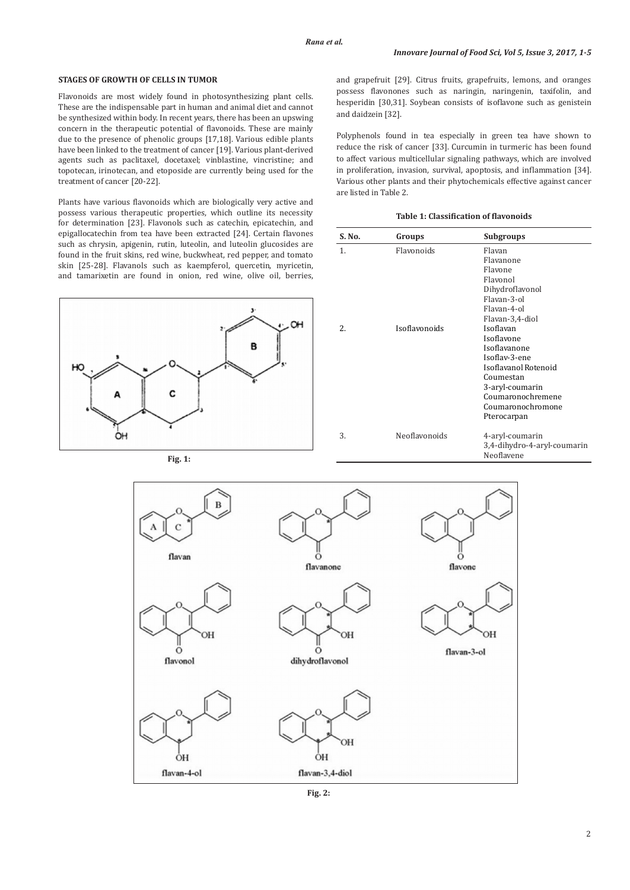### STAGES OF GROWTH OF CELLS IN TUMOR

Flavonoids are most widely found in photosynthesizing plant cells. These are the indispensable part in human and animal diet and cannot be synthesized within body. In recent years, there has been an upswing concern in the therapeutic potential of flavonoids. These are mainly due to the presence of phenolic groups [17,18]. Various edible plants have been linked to the treatment of cancer [19]. Various plant-derived agents such as paclitaxel, docetaxel; vinblastine, vincristine; and topotecan, irinotecan, and etoposide are currently being used for the treatment of cancer [20-22].

Plants have various flavonoids which are biologically very active and possess various therapeutic properties, which outline its necessity for determination [23]. Flavonols such as catechin, epicatechin, and epigallocatechin from tea have been extracted [24]. Certain flavones such as chrysin, apigenin, rutin, luteolin, and luteolin glucosides are found in the fruit skins, red wine, buckwheat, red pepper, and tomato skin [25-28]. Flavanols such as kaempferol, quercetin, myricetin, and tamarixetin are found in onion, red wine, olive oil, berries, and grapefruit [29]. Citrus fruits, grapefruits, lemons, and oranges possess flavonones such as naringin, naringenin, taxifolin, and hesperidin [30,31]. Soybean consists of isoflavone such as genistein and daidzein [32].

Polyphenols found in tea especially in green tea have shown to reduce the risk of cancer [33]. Curcumin in turmeric has been found to affect various multicellular signaling pathways, which are involved in proliferation, invasion, survival, apoptosis, and inflammation [34]. Various other plants and their phytochemicals effective against cancer are listed in Table 2.

**Fig. 1:**

**Table 1: Classification of flavonoids**

| S. No. | Groups | Subgroups |
|---|---|---|
| 1. | Flavonoids | Flavan<br>Flavanone<br>Flavone<br>Flavonol<br>Dihydroflavonol<br>Flavan-3-ol<br>Flavan-4-ol<br>Flavan-3,4-diol |
| 2. | Isoflavonoids | Isoflavan<br>Isoflavone<br>Isoflavanone<br>Isoflav-3-ene<br>Isoflavanol Rotenoid<br>Coumestan<br>3-aryl-coumarin<br>Coumaronochremene<br>Coumaronochromone<br>Pterocarpan |
| 3. | Neoflavonoids | 4-aryl-coumarin<br>3,4-dihydro-4-aryl-coumarin<br>Neoflavene |

**Fig. 2:**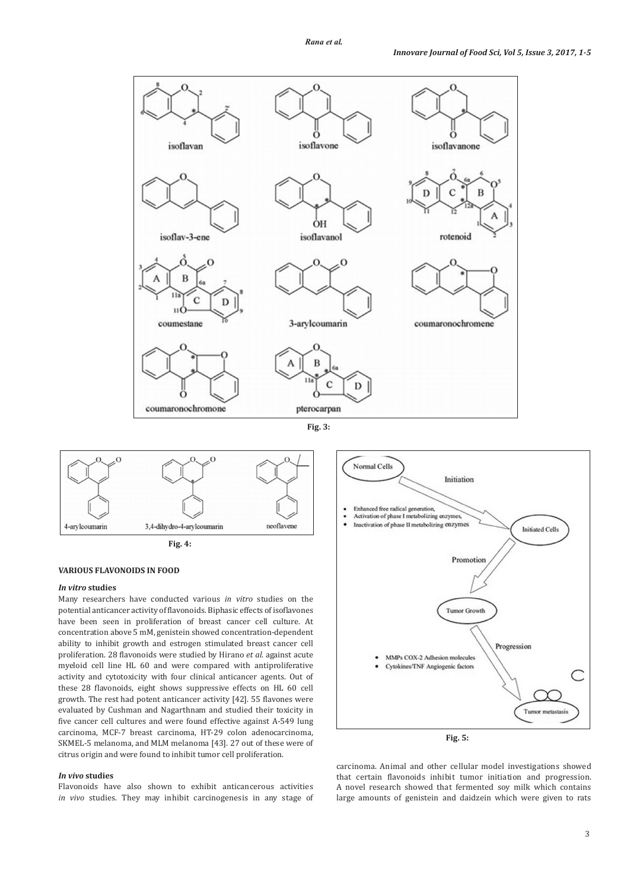Fig. 3:

Fig. 4:

Fig. 5:

## VARIOUS FLAVONOIDS IN FOOD

### *In vitro* studies

Many researchers have conducted various *in vitro* studies on the potential anticancer activity of flavonoids. Biphasic effects of isoflavones have been seen in proliferation of breast cancer cell culture. At concentration above 5 mM, genistein showed concentration-dependent ability to inhibit growth and estrogen stimulated breast cancer cell proliferation. 28 flavonoids were studied by Hirano *et al.* against acute myeloid cell line HL 60 and were compared with antiproliferative activity and cytotoxicity with four clinical anticancer agents. Out of these 28 flavonoids, eight shows suppressive effects on HL 60 cell growth. The rest had potent anticancer activity [42]. 55 flavones were evaluated by Cushman and Nagarthnam and studied their toxicity in five cancer cell cultures and were found effective against A-549 lung carcinoma, MCF-7 breast carcinoma, HT-29 colon adenocarcinoma, SKMEL-5 melanoma, and MLM melanoma [43]. 27 out of these were of citrus origin and were found to inhibit tumor cell proliferation.

### *In vivo* studies

Flavonoids have also shown to exhibit anticancerous activities *in vivo* studies. They may inhibit carcinogenesis in any stage of carcinoma. Animal and other cellular model investigations showed that certain flavonoids inhibit tumor initiation and progression. A novel research showed that fermented soy milk which contains large amounts of genistein and daidzein which were given to rats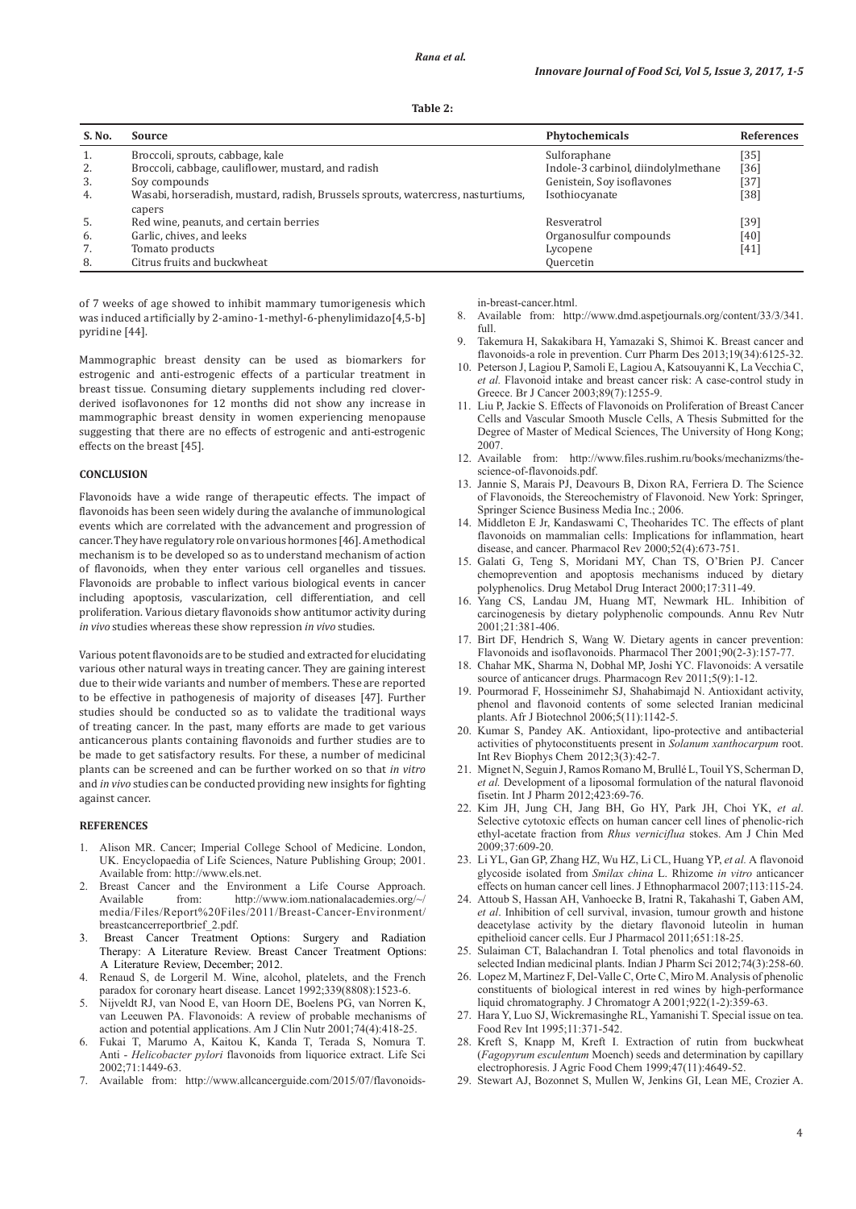**Table 2:**

| S. No. | Source | Phytochemicals | References |
|---|---|---|---|
| 1. | Broccoli, sprouts, cabbage, kale | Sulforaphane | [35] |
| 2. | Broccoli, cabbage, cauliflower, mustard, and radish | Indole-3 carbinol, diindolylmethane | [36] |
| 3. | Soy compounds | Genistein, Soy isoflavones | [37] |
| 4. | Wasabi, horseradish, mustard, radish, Brussels sprouts, watercress, nasturtiums, capers | Isothiocyanate | [38] |
| 5. | Red wine, peanuts, and certain berries | Resveratrol | [39] |
| 6. | Garlic, chives, and leeks | Organosulfur compounds | [40] |
| 7. | Tomato products | Lycopene | [41] |
| 8. | Citrus fruits and buckwheat | Quercetin | |

of 7 weeks of age showed to inhibit mammary tumorigenesis which was induced artificially by 2-amino-1-methyl-6-phenylimidazo[4,5-b] pyridine [44].

Mammographic breast density can be used as biomarkers for estrogenic and anti-estrogenic effects of a particular treatment in breast tissue. Consuming dietary supplements including red clover-derived isoflavonones for 12 months did not show any increase in mammographic breast density in women experiencing menopause suggesting that there are no effects of estrogenic and anti-estrogenic effects on the breast [45].

## CONCLUSION

Flavonoids have a wide range of therapeutic effects. The impact of flavonoids has been seen widely during the avalanche of immunological events which are correlated with the advancement and progression of cancer. They have regulatory role on various hormones [46]. A methodical mechanism is to be developed so as to understand mechanism of action of flavonoids, when they enter various cell organelles and tissues. Flavonoids are probable to inflect various biological events in cancer including apoptosis, vascularization, cell differentiation, and cell proliferation. Various dietary flavonoids show antitumor activity during *in vivo* studies whereas these show repression *in vivo* studies.

Various potent flavonoids are to be studied and extracted for elucidating various other natural ways in treating cancer. They are gaining interest due to their wide variants and number of members. These are reported to be effective in pathogenesis of majority of diseases [47]. Further studies should be conducted so as to validate the traditional ways of treating cancer. In the past, many efforts are made to get various anticancerous plants containing flavonoids and further studies are to be made to get satisfactory results. For these, a number of medicinal plants can be screened and can be further worked on so that *in vitro* and *in vivo* studies can be conducted providing new insights for fighting against cancer.

## REFERENCES

1. Alison MR. Cancer; Imperial College School of Medicine. London, UK. Encyclopaedia of Life Sciences, Nature Publishing Group; 2001. Available from: http://www.els.net.
2. Breast Cancer and the Environment a Life Course Approach. Available from: http://www.iom.nationalacademies.org/~/media/Files/Report%20Files/2011/Breast-Cancer-Environment/breastcancerreportbrief_2.pdf.
3. Breast Cancer Treatment Options: Surgery and Radiation Therapy: A Literature Review. Breast Cancer Treatment Options: A Literature Review, December; 2012.
4. Renaud S, de Lorgeril M. Wine, alcohol, platelets, and the French paradox for coronary heart disease. Lancet 1992;339(8808):1523-6.
5. Nijveldt RJ, van Nood E, van Hoorn DE, Boelens PG, van Norren K, van Leeuwen PA. Flavonoids: A review of probable mechanisms of action and potential applications. Am J Clin Nutr 2001;74(4):418-25.
6. Fukai T, Marumo A, Kaitou K, Kanda T, Terada S, Nomura T. Anti - *Helicobacter pylori* flavonoids from liquorice extract. Life Sci 2002;71:1449-63.
7. Available from: http://www.allcancerguide.com/2015/07/flavonoids-in-breast-cancer.html.
8. Available from: http://www.dmd.aspetjournals.org/content/33/3/341.full.
9. Takemura H, Sakakibara H, Yamazaki S, Shimoi K. Breast cancer and flavonoids-a role in prevention. Curr Pharm Des 2013;19(34):6125-32.
10. Peterson J, Lagiou P, Samoli E, Lagiou A, Katsouyanni K, La Vecchia C, *et al.* Flavonoid intake and breast cancer risk: A case-control study in Greece. Br J Cancer 2003;89(7):1255-9.
11. Liu P, Jackie S. Effects of Flavonoids on Proliferation of Breast Cancer Cells and Vascular Smooth Muscle Cells, A Thesis Submitted for the Degree of Master of Medical Sciences, The University of Hong Kong; 2007.
12. Available from: http://www.files.rushim.ru/books/mechanizms/the-science-of-flavonoids.pdf.
13. Jannie S, Marais PJ, Deavours B, Dixon RA, Ferriera D. The Science of Flavonoids, the Stereochemistry of Flavonoid. New York: Springer, Springer Science Business Media Inc.; 2006.
14. Middleton E Jr, Kandaswami C, Theoharides TC. The effects of plant flavonoids on mammalian cells: Implications for inflammation, heart disease, and cancer. Pharmacol Rev 2000;52(4):673-751.
15. Galati G, Teng S, Moridani MY, Chan TS, O'Brien PJ. Cancer chemoprevention and apoptosis mechanisms induced by dietary polyphenolics. Drug Metabol Drug Interact 2000;17:311-49.
16. Yang CS, Landau JM, Huang MT, Newmark HL. Inhibition of carcinogenesis by dietary polyphenolic compounds. Annu Rev Nutr 2001;21:381-406.
17. Birt DF, Hendrich S, Wang W. Dietary agents in cancer prevention: Flavonoids and isoflavonoids. Pharmacol Ther 2001;90(2-3):157-77.
18. Chahar MK, Sharma N, Dobhal MP, Joshi YC. Flavonoids: A versatile source of anticancer drugs. Pharmacogn Rev 2011;5(9):1-12.
19. Pourmorad F, Hosseinimehr SJ, Shahabimajd N. Antioxidant activity, phenol and flavonoid contents of some selected Iranian medicinal plants. Afr J Biotechnol 2006;5(11):1142-5.
20. Kumar S, Pandey AK. Antioxidant, lipo-protective and antibacterial activities of phytoconstituents present in *Solanum xanthocarpum* root. Int Rev Biophys Chem 2012;3(3):42-7.
21. Mignet N, Seguin J, Ramos Romano M, Brullé L, Touil YS, Scherman D, *et al.* Development of a liposomal formulation of the natural flavonoid fisetin. Int J Pharm 2012;423:69-76.
22. Kim JH, Jung CH, Jang BH, Go HY, Park JH, Choi YK, *et al*. Selective cytotoxic effects on human cancer cell lines of phenolic-rich ethyl-acetate fraction from *Rhus verniciflua* stokes. Am J Chin Med 2009;37:609-20.
23. Li YL, Gan GP, Zhang HZ, Wu HZ, Li CL, Huang YP, *et al.* A flavonoid glycoside isolated from *Smilax china* L. Rhizome *in vitro* anticancer effects on human cancer cell lines. J Ethnopharmacol 2007;113:115-24.
24. Attoub S, Hassan AH, Vanhoecke B, Iratni R, Takahashi T, Gaben AM, *et al*. Inhibition of cell survival, invasion, tumour growth and histone deacetylase activity by the dietary flavonoid luteolin in human epithelioid cancer cells. Eur J Pharmacol 2011;651:18-25.
25. Sulaiman CT, Balachandran I. Total phenolics and total flavonoids in selected Indian medicinal plants. Indian J Pharm Sci 2012;74(3):258-60.
26. Lopez M, Martinez F, Del-Valle C, Orte C, Miro M. Analysis of phenolic constituents of biological interest in red wines by high-performance liquid chromatography. J Chromatogr A 2001;922(1-2):359-63.
27. Hara Y, Luo SJ, Wickremasinghe RL, Yamanishi T. Special issue on tea. Food Rev Int 1995;11:371-542.
28. Kreft S, Knapp M, Kreft I. Extraction of rutin from buckwheat (*Fagopyrum esculentum* Moench) seeds and determination by capillary electrophoresis. J Agric Food Chem 1999;47(11):4649-52.
29. Stewart AJ, Bozonnet S, Mullen W, Jenkins GI, Lean ME, Crozier A.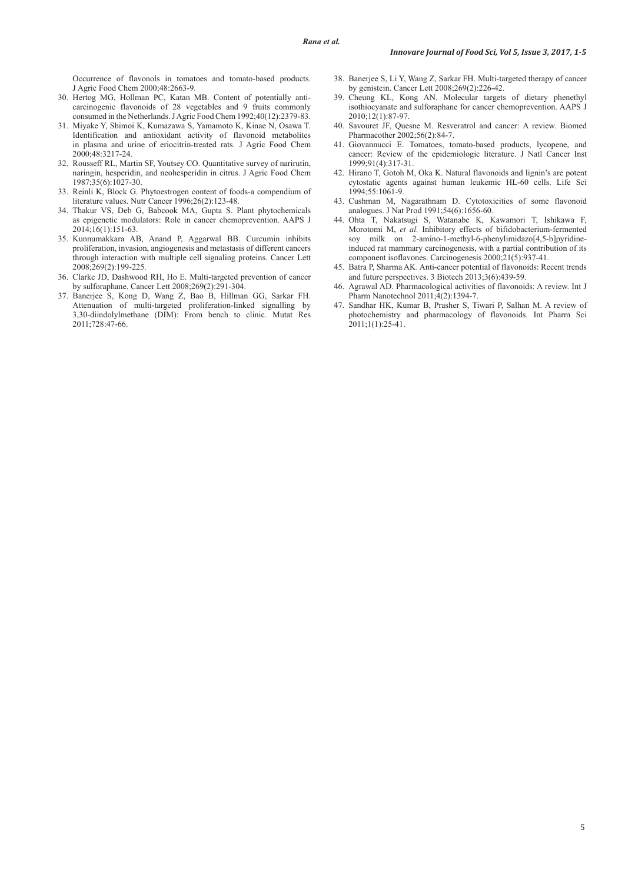Occurrence of flavonols in tomatoes and tomato-based products. J Agric Food Chem 2000;48:2663-9.

30. Hertog MG, Hollman PC, Katan MB. Content of potentially anti-carcinogenic flavonoids of 28 vegetables and 9 fruits commonly consumed in the Netherlands. J Agric Food Chem 1992;40(12):2379-83.
31. Miyake Y, Shimoi K, Kumazawa S, Yamamoto K, Kinae N, Osawa T. Identification and antioxidant activity of flavonoid metabolites in plasma and urine of eriocitrin-treated rats. J Agric Food Chem 2000;48:3217-24.
32. Rousseff RL, Martin SF, Youtsey CO. Quantitative survey of narirutin, naringin, hesperidin, and neohesperidin in citrus. J Agric Food Chem 1987;35(6):1027-30.
33. Reinli K, Block G. Phytoestrogen content of foods-a compendium of literature values. Nutr Cancer 1996;26(2):123-48.
34. Thakur VS, Deb G, Babcook MA, Gupta S. Plant phytochemicals as epigenetic modulators: Role in cancer chemoprevention. AAPS J 2014;16(1):151-63.
35. Kunnumakkara AB, Anand P, Aggarwal BB. Curcumin inhibits proliferation, invasion, angiogenesis and metastasis of different cancers through interaction with multiple cell signaling proteins. Cancer Lett 2008;269(2):199-225.
36. Clarke JD, Dashwood RH, Ho E. Multi-targeted prevention of cancer by sulforaphane. Cancer Lett 2008;269(2):291-304.
37. Banerjee S, Kong D, Wang Z, Bao B, Hillman GG, Sarkar FH. Attenuation of multi-targeted proliferation-linked signalling by 3,30-diindolylmethane (DIM): From bench to clinic. Mutat Res 2011;728:47-66.
38. Banerjee S, Li Y, Wang Z, Sarkar FH. Multi-targeted therapy of cancer by genistein. Cancer Lett 2008;269(2):226-42.
39. Cheung KL, Kong AN. Molecular targets of dietary phenethyl isothiocyanate and sulforaphane for cancer chemoprevention. AAPS J 2010;12(1):87-97.
40. Savouret JF, Quesne M. Resveratrol and cancer: A review. Biomed Pharmacother 2002;56(2):84-7.
41. Giovannucci E. Tomatoes, tomato-based products, lycopene, and cancer: Review of the epidemiologic literature. J Natl Cancer Inst 1999;91(4):317-31.
42. Hirano T, Gotoh M, Oka K. Natural flavonoids and lignin's are potent cytostatic agents against human leukemic HL-60 cells. Life Sci 1994;55:1061-9.
43. Cushman M, Nagarathnam D. Cytotoxicities of some flavonoid analogues. J Nat Prod 1991;54(6):1656-60.
44. Ohta T, Nakatsugi S, Watanabe K, Kawamori T, Ishikawa F, Morotomi M, *et al.* Inhibitory effects of bifidobacterium-fermented soy milk on 2-amino-1-methyl-6-phenylimidazo[4,5-b]pyridine-induced rat mammary carcinogenesis, with a partial contribution of its component isoflavones. Carcinogenesis 2000;21(5):937-41.
45. Batra P, Sharma AK. Anti-cancer potential of flavonoids: Recent trends and future perspectives. 3 Biotech 2013;3(6):439-59.
46. Agrawal AD. Pharmacological activities of flavonoids: A review. Int J Pharm Nanotechnol 2011;4(2):1394-7.
47. Sandhar HK, Kumar B, Prasher S, Tiwari P, Salhan M. A review of photochemistry and pharmacology of flavonoids. Int Pharm Sci 2011;1(1):25-41.